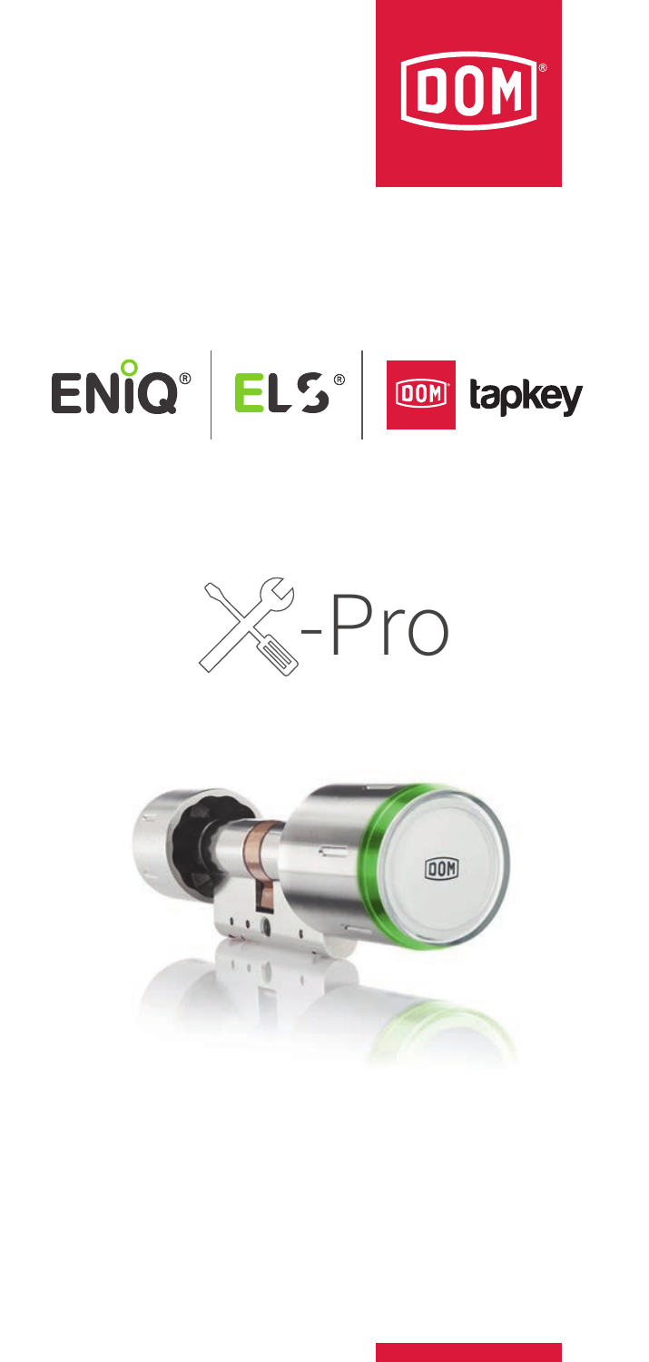DOM

ENiQ® | ELS® | DOM tapkey

-Pro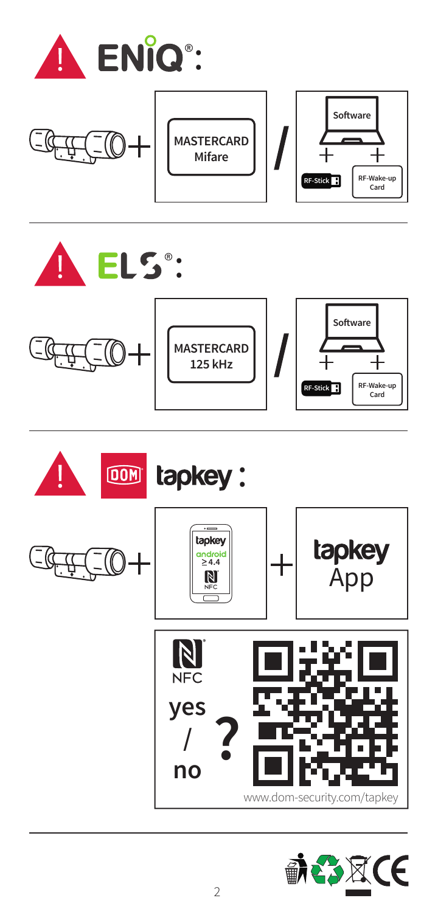## ENiQ®:

+ MASTERCARD Mifare / Software + RF-Stick + RF-Wake-up Card

---

## ELS®:

+ MASTERCARD 125 kHz / Software + RF-Stick + RF-Wake-up Card

---

## DOM tapkey:

+ tapkey android ≥ 4.4 NFC + tapkey App

NFC yes / no ?

www.dom-security.com/tapkey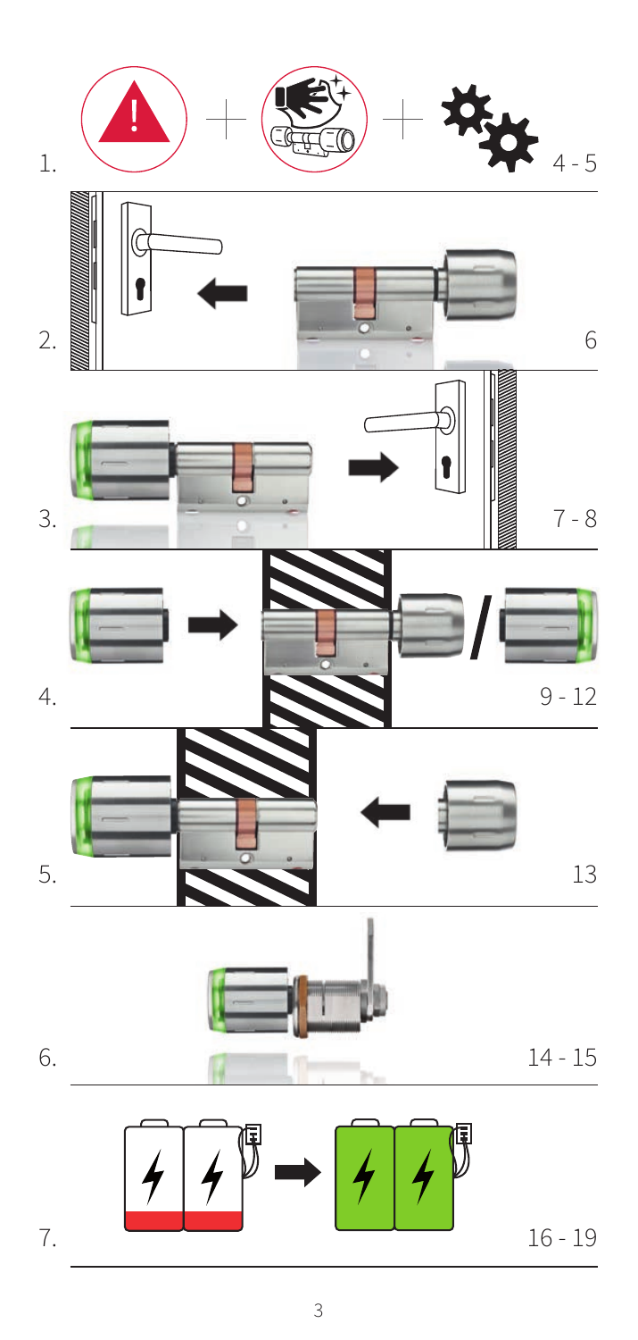1. 4 - 5

2. 6

3. 7 - 8

4. 9 - 12

5. 13

6. 14 - 15

7. 16 - 19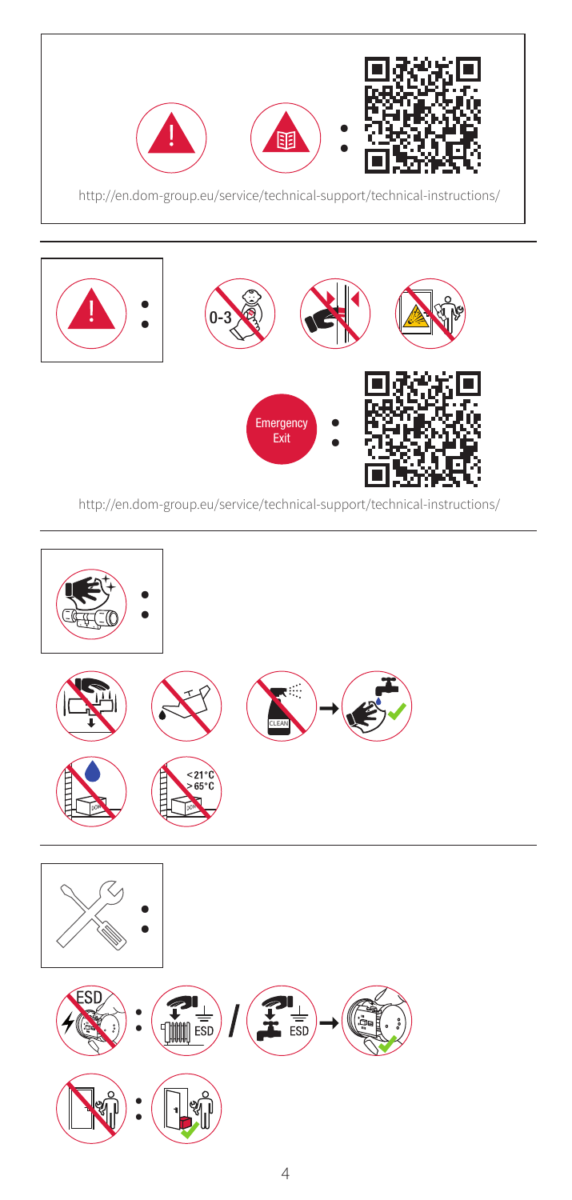http://en.dom-group.eu/service/technical-support/technical-instructions/

0-3

Emergency Exit

http://en.dom-group.eu/service/technical-support/technical-instructions/

CLEAN

<21°C
>65°C

ESD

ESD

ESD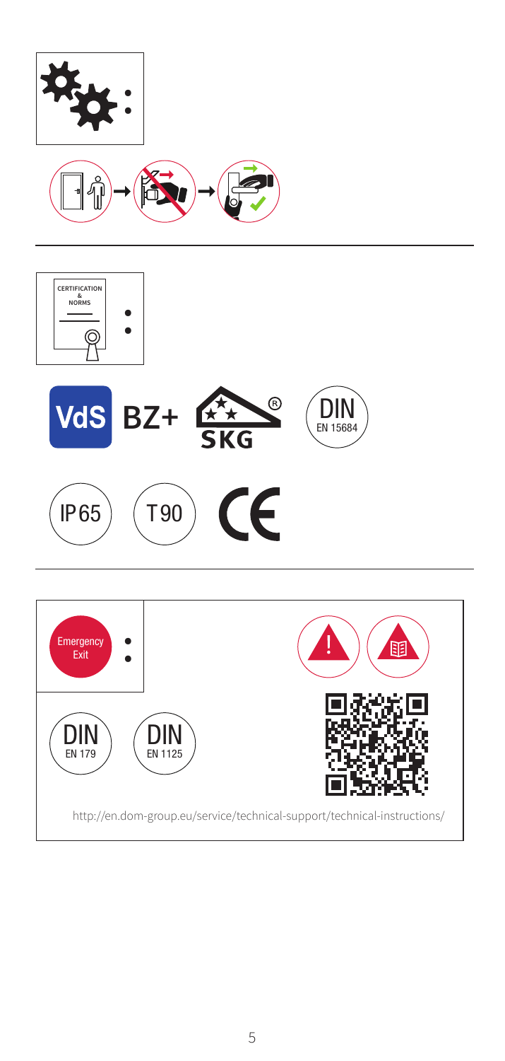CERTIFICATION & NORMS

VdS BZ+

SKG

DIN EN 15684

IP65

T90

CE

Emergency Exit

DIN EN 179

DIN EN 1125

http://en.dom-group.eu/service/technical-support/technical-instructions/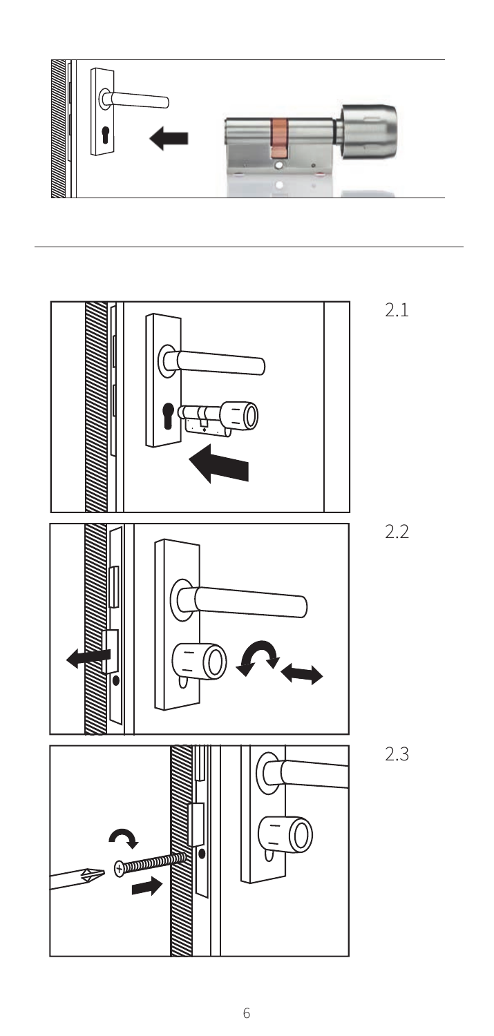2.1

2.2

2.3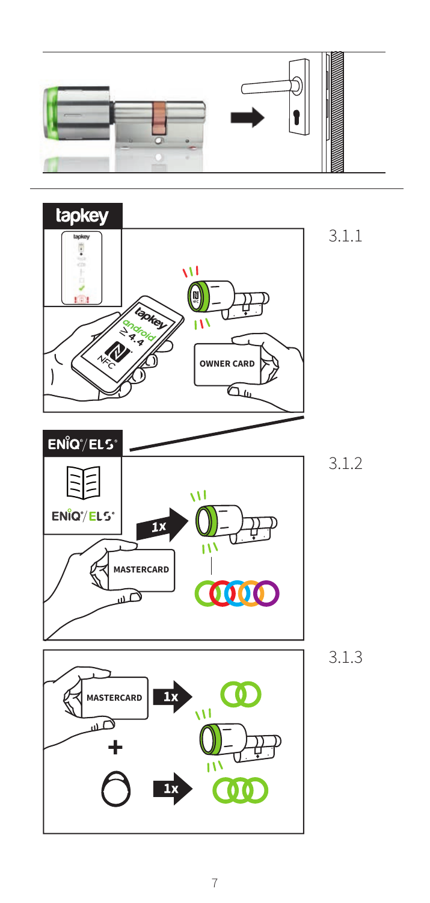tapkey

3.1.1

tapkey

android

≥ 4.4

NFC

OWNER CARD

ENiQ®/ELS®

3.1.2

ENiQ®/ELS®

1x

MASTERCARD

3.1.3

MASTERCARD

1x

+

1x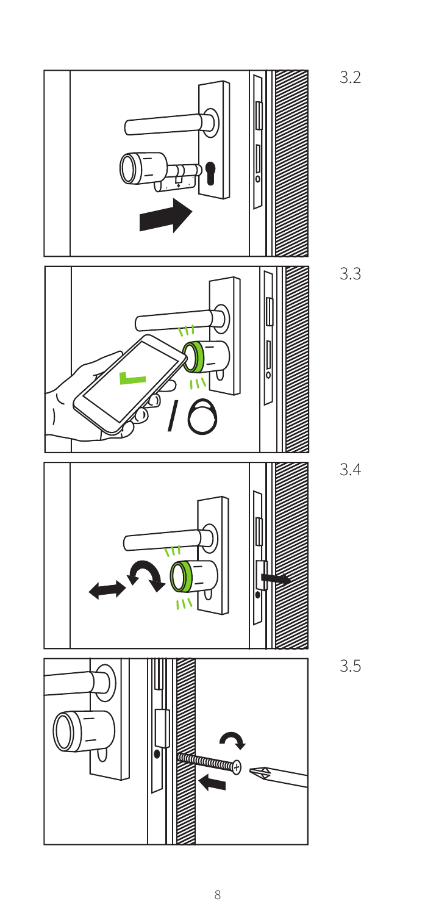3.2

3.3

3.4

3.5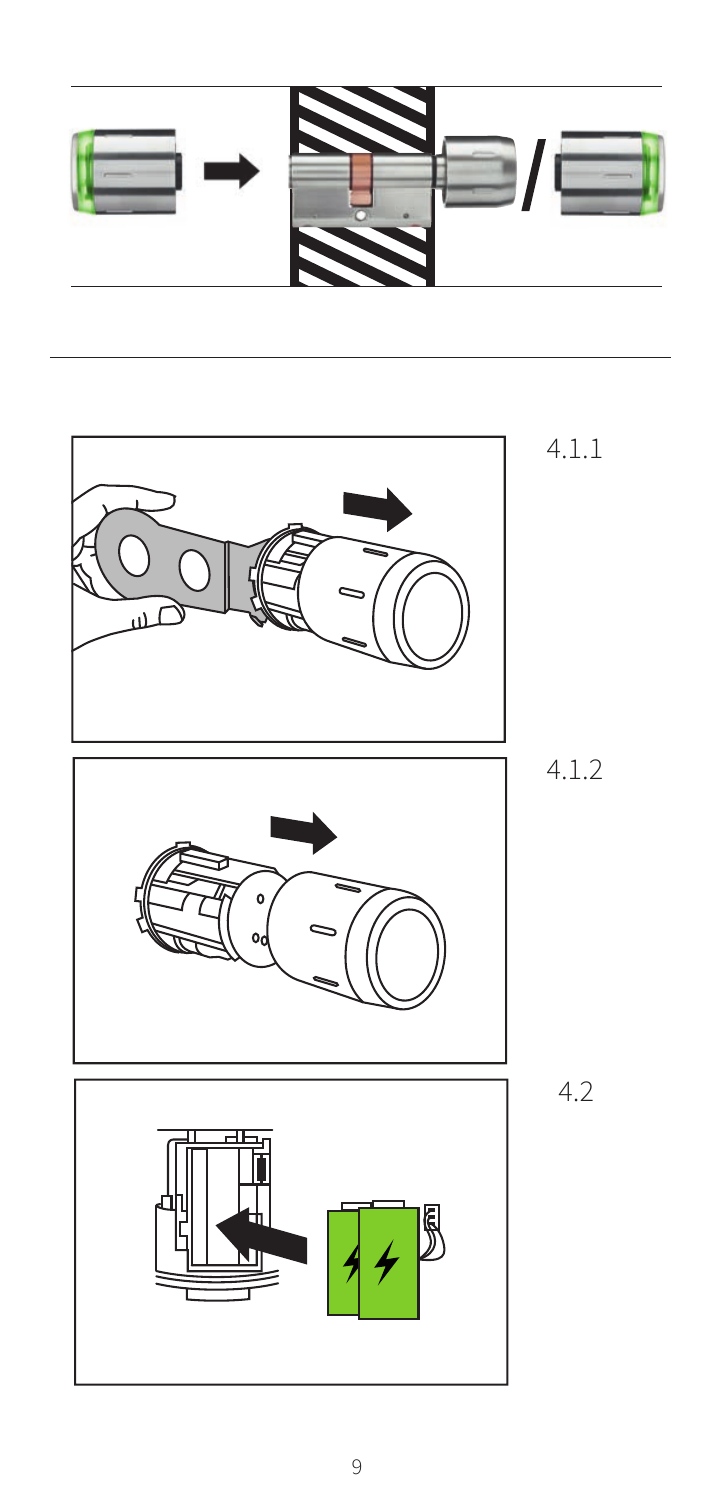4.1.1

4.1.2

4.2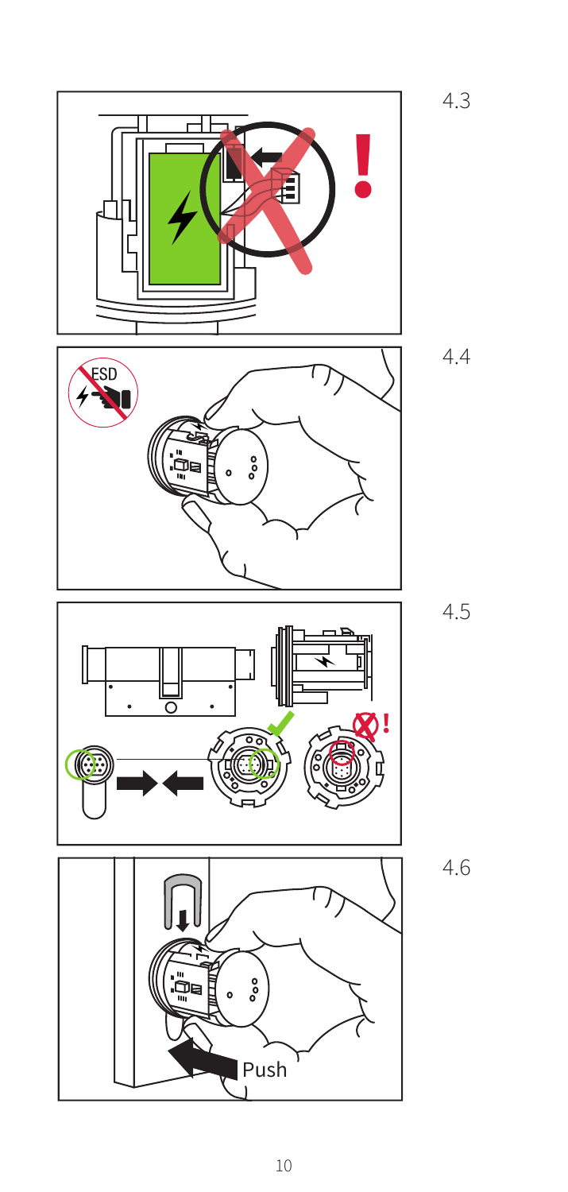4.3

4.4

4.5

4.6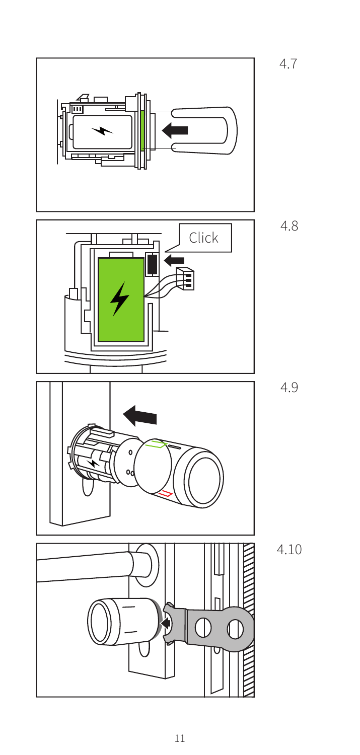4.7

4.8

Click

4.9

4.10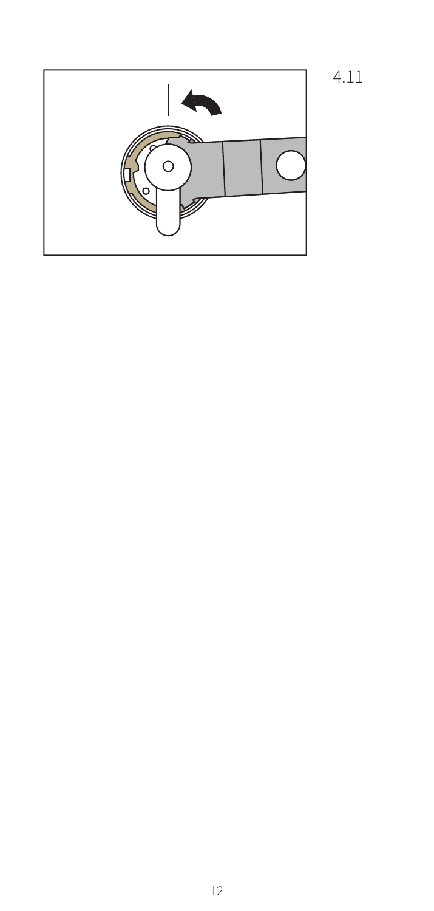4.11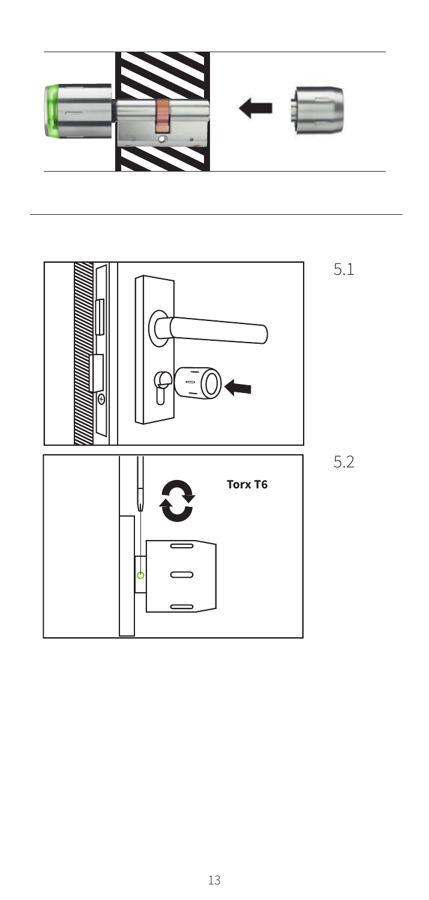5.1

5.2

Torx T6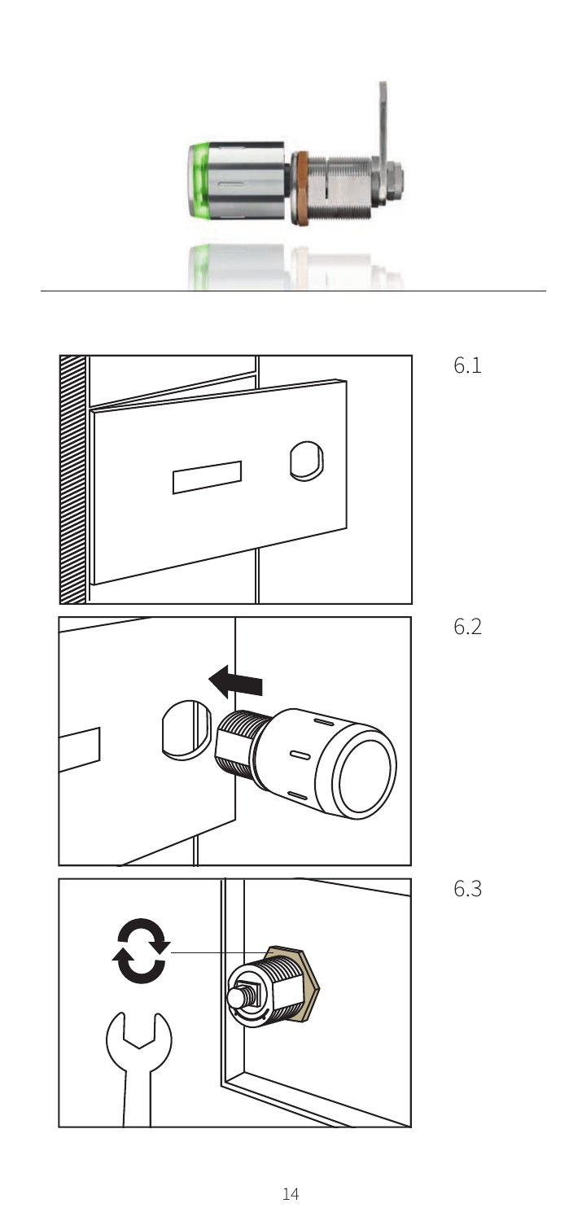6.1

6.2

6.3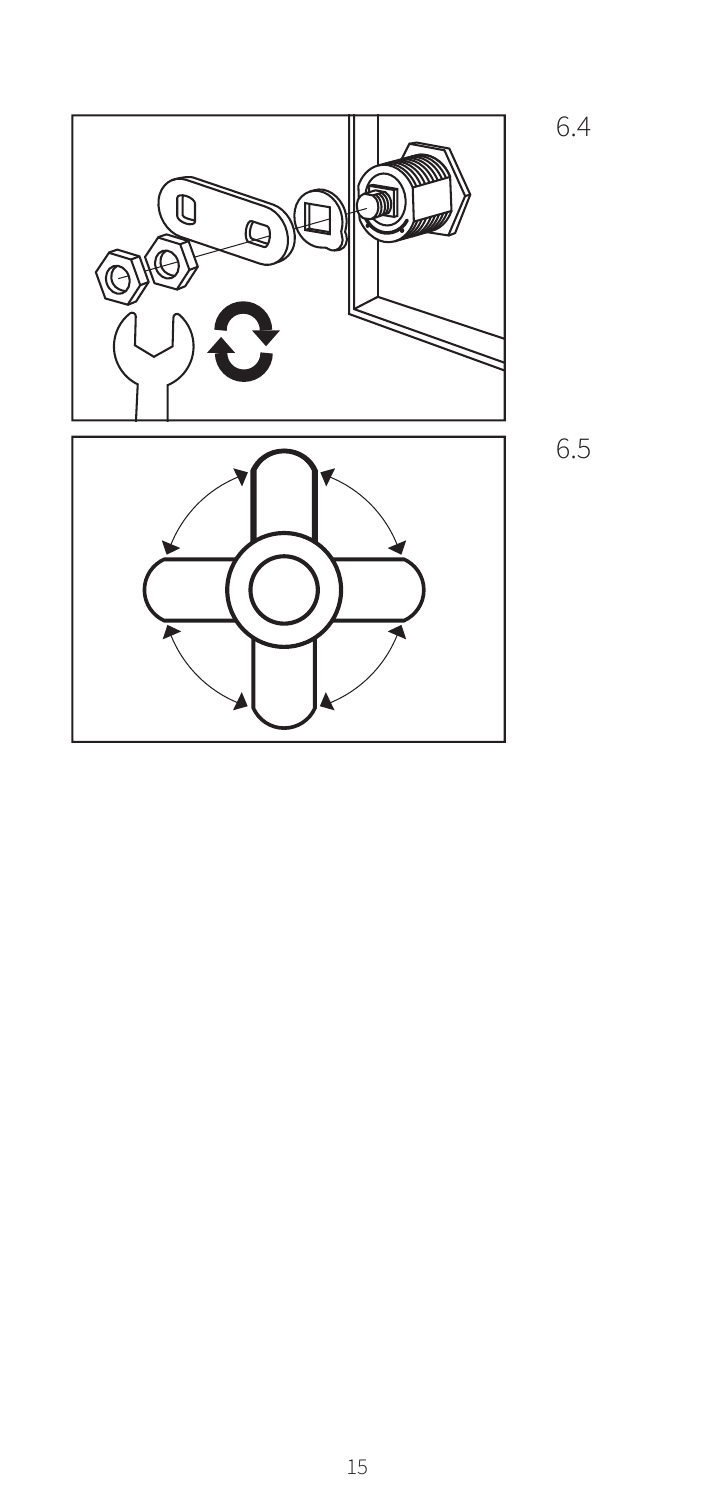6.4

6.5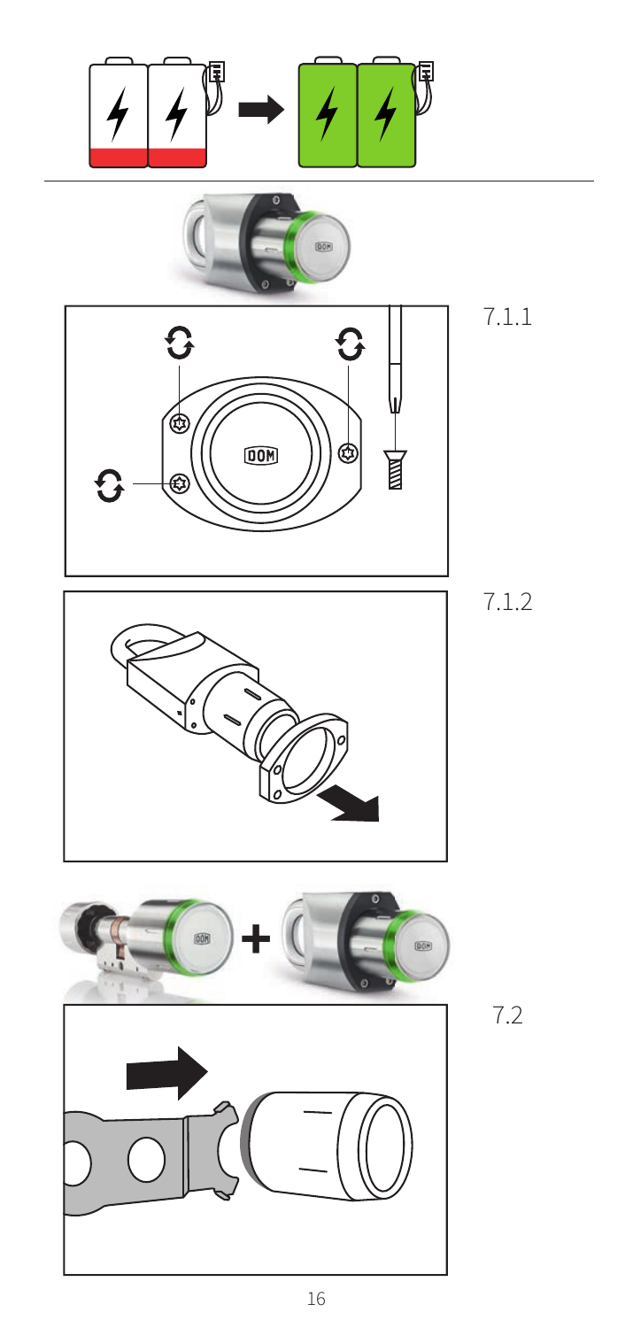7.1.1

7.1.2

7.2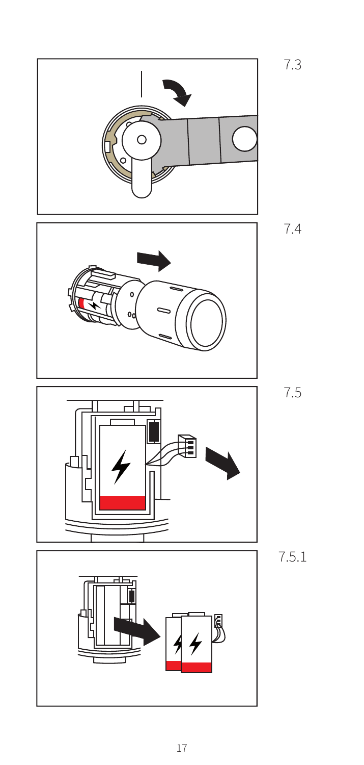7.3

7.4

7.5

7.5.1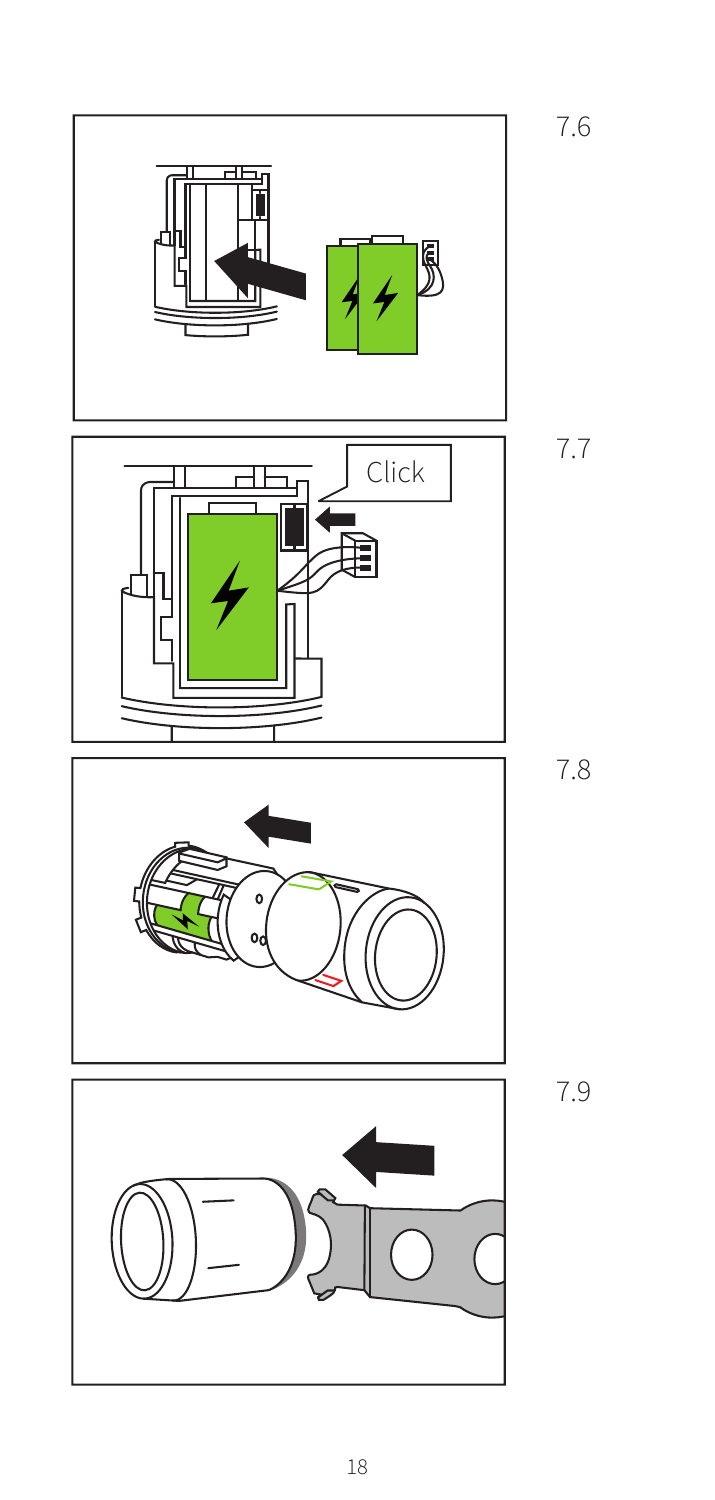7.6

Click

7.7

7.8

7.9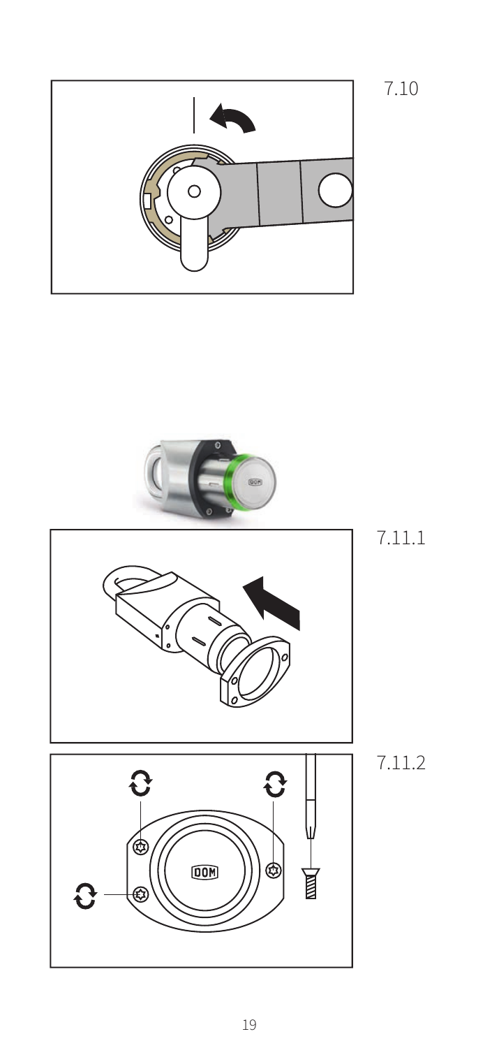7.10

7.11.1

7.11.2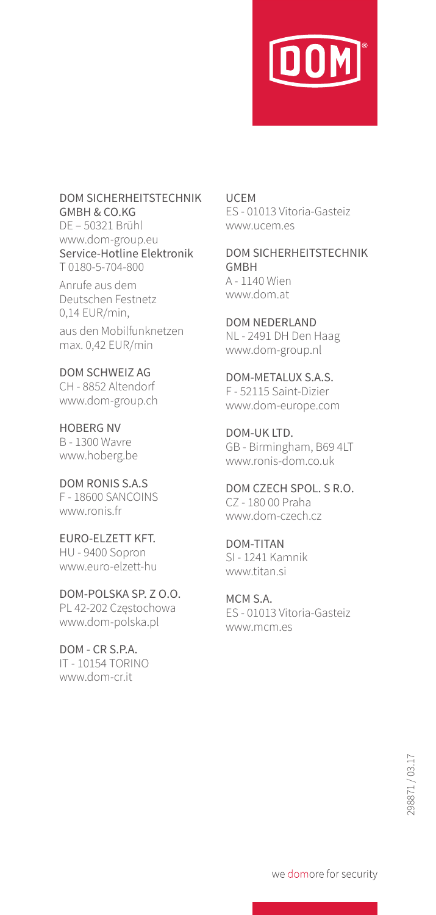DOM

**DOM SICHERHEITSTECHNIK GMBH & CO.KG**
DE – 50321 Brühl
www.dom-group.eu
Service-Hotline Elektronik
T 0180-5-704-800

Anrufe aus dem Deutschen Festnetz 0,14 EUR/min,

aus den Mobilfunknetzen max. 0,42 EUR/min

**DOM SCHWEIZ AG**
CH - 8852 Altendorf
www.dom-group.ch

**HOBERG NV**
B - 1300 Wavre
www.hoberg.be

**DOM RONIS S.A.S**
F - 18600 SANCOINS
www.ronis.fr

**EURO-ELZETT KFT.**
HU - 9400 Sopron
www.euro-elzett-hu

**DOM-POLSKA SP. Z O.O.**
PL 42-202 Częstochowa
www.dom-polska.pl

**DOM - CR S.P.A.**
IT - 10154 TORINO
www.dom-cr.it

**UCEM**
ES - 01013 Vitoria-Gasteiz
www.ucem.es

**DOM SICHERHEITSTECHNIK GMBH**
A - 1140 Wien
www.dom.at

**DOM NEDERLAND**
NL - 2491 DH Den Haag
www.dom-group.nl

**DOM-METALUX S.A.S.**
F - 52115 Saint-Dizier
www.dom-europe.com

**DOM-UK LTD.**
GB - Birmingham, B69 4LT
www.ronis-dom.co.uk

**DOM CZECH SPOL. S R.O.**
CZ - 180 00 Praha
www.dom-czech.cz

**DOM-TITAN**
SI - 1241 Kamnik
www.titan.si

**MCM S.A.**
ES - 01013 Vitoria-Gasteiz
www.mcm.es

298871 / 03.17

we domore for security